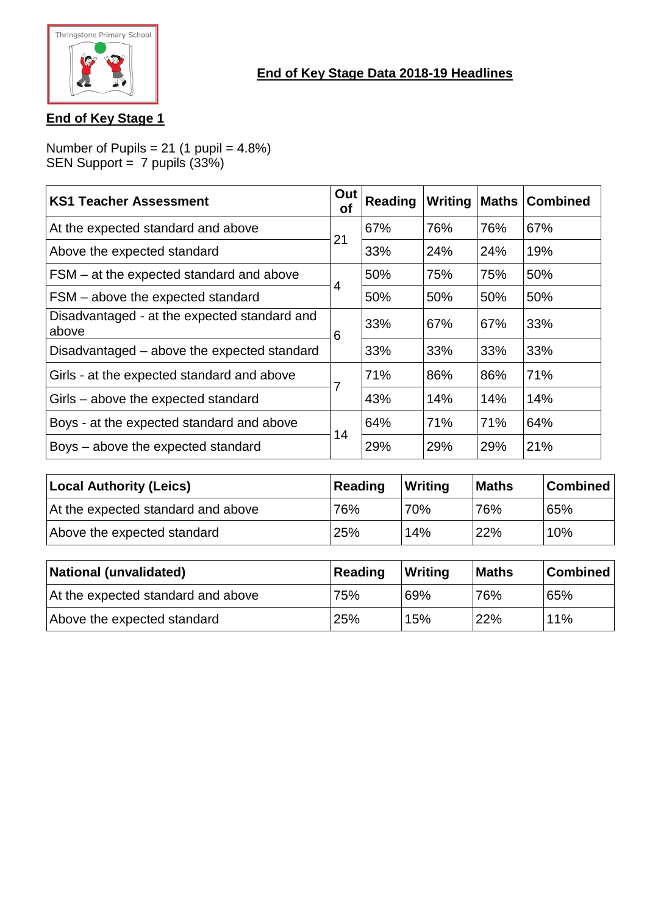Thringstone Primary School

# End of Key Stage Data 2018-19 Headlines

## End of Key Stage 1

Number of Pupils = 21 (1 pupil = 4.8%)
SEN Support = 7 pupils (33%)

| KS1 Teacher Assessment | Out of | Reading | Writing | Maths | Combined |
|---|---|---|---|---|---|
| At the expected standard and above | 21 | 67% | 76% | 76% | 67% |
| Above the expected standard | | 33% | 24% | 24% | 19% |
| FSM – at the expected standard and above | 4 | 50% | 75% | 75% | 50% |
| FSM – above the expected standard | | 50% | 50% | 50% | 50% |
| Disadvantaged - at the expected standard and above | 6 | 33% | 67% | 67% | 33% |
| Disadvantaged – above the expected standard | | 33% | 33% | 33% | 33% |
| Girls - at the expected standard and above | 7 | 71% | 86% | 86% | 71% |
| Girls – above the expected standard | | 43% | 14% | 14% | 14% |
| Boys - at the expected standard and above | 14 | 64% | 71% | 71% | 64% |
| Boys – above the expected standard | | 29% | 29% | 29% | 21% |

| Local Authority (Leics) | Reading | Writing | Maths | Combined |
|---|---|---|---|---|
| At the expected standard and above | 76% | 70% | 76% | 65% |
| Above the expected standard | 25% | 14% | 22% | 10% |

| National (unvalidated) | Reading | Writing | Maths | Combined |
|---|---|---|---|---|
| At the expected standard and above | 75% | 69% | 76% | 65% |
| Above the expected standard | 25% | 15% | 22% | 11% |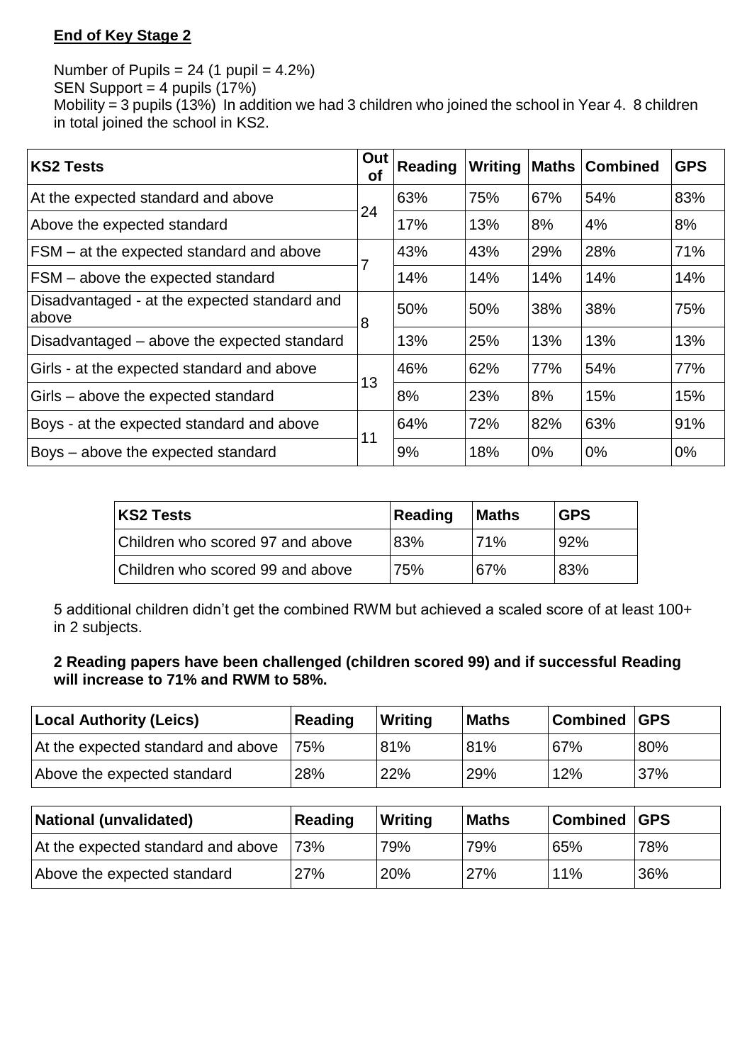**End of Key Stage 2**

Number of Pupils = 24 (1 pupil = 4.2%)
SEN Support = 4 pupils (17%)
Mobility = 3 pupils (13%) In addition we had 3 children who joined the school in Year 4. 8 children in total joined the school in KS2.

| KS2 Tests | Out of | Reading | Writing | Maths | Combined | GPS |
|---|---|---|---|---|---|---|
| At the expected standard and above | 24 | 63% | 75% | 67% | 54% | 83% |
| Above the expected standard | | 17% | 13% | 8% | 4% | 8% |
| FSM – at the expected standard and above | 7 | 43% | 43% | 29% | 28% | 71% |
| FSM – above the expected standard | | 14% | 14% | 14% | 14% | 14% |
| Disadvantaged - at the expected standard and above | 8 | 50% | 50% | 38% | 38% | 75% |
| Disadvantaged – above the expected standard | | 13% | 25% | 13% | 13% | 13% |
| Girls - at the expected standard and above | 13 | 46% | 62% | 77% | 54% | 77% |
| Girls – above the expected standard | | 8% | 23% | 8% | 15% | 15% |
| Boys - at the expected standard and above | 11 | 64% | 72% | 82% | 63% | 91% |
| Boys – above the expected standard | | 9% | 18% | 0% | 0% | 0% |

| KS2 Tests | Reading | Maths | GPS |
|---|---|---|---|
| Children who scored 97 and above | 83% | 71% | 92% |
| Children who scored 99 and above | 75% | 67% | 83% |

5 additional children didn't get the combined RWM but achieved a scaled score of at least 100+ in 2 subjects.

**2 Reading papers have been challenged (children scored 99) and if successful Reading will increase to 71% and RWM to 58%.**

| Local Authority (Leics) | Reading | Writing | Maths | Combined | GPS |
|---|---|---|---|---|---|
| At the expected standard and above | 75% | 81% | 81% | 67% | 80% |
| Above the expected standard | 28% | 22% | 29% | 12% | 37% |

| National (unvalidated) | Reading | Writing | Maths | Combined | GPS |
|---|---|---|---|---|---|
| At the expected standard and above | 73% | 79% | 79% | 65% | 78% |
| Above the expected standard | 27% | 20% | 27% | 11% | 36% |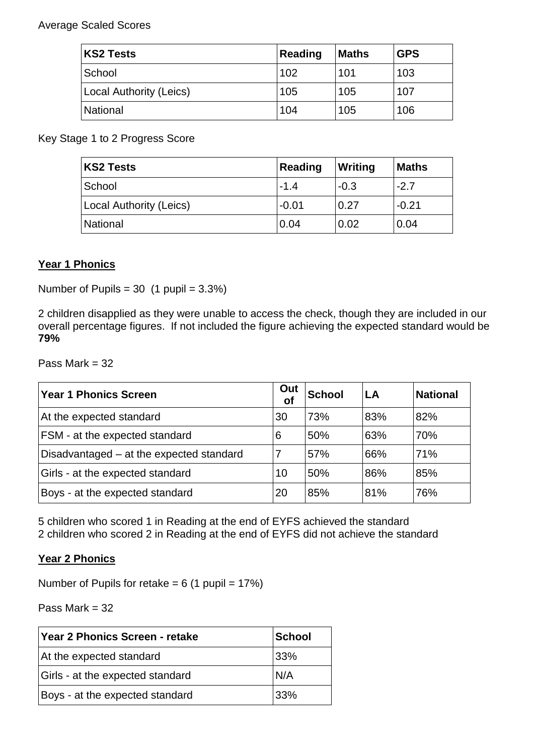Average Scaled Scores

| KS2 Tests | Reading | Maths | GPS |
|---|---|---|---|
| School | 102 | 101 | 103 |
| Local Authority (Leics) | 105 | 105 | 107 |
| National | 104 | 105 | 106 |

Key Stage 1 to 2 Progress Score

| KS2 Tests | Reading | Writing | Maths |
|---|---|---|---|
| School | -1.4 | -0.3 | -2.7 |
| Local Authority (Leics) | -0.01 | 0.27 | -0.21 |
| National | 0.04 | 0.02 | 0.04 |

## Year 1 Phonics

Number of Pupils = 30 (1 pupil = 3.3%)

2 children disapplied as they were unable to access the check, though they are included in our overall percentage figures. If not included the figure achieving the expected standard would be **79%**

Pass Mark = 32

| Year 1 Phonics Screen | Out of | School | LA | National |
|---|---|---|---|---|
| At the expected standard | 30 | 73% | 83% | 82% |
| FSM - at the expected standard | 6 | 50% | 63% | 70% |
| Disadvantaged – at the expected standard | 7 | 57% | 66% | 71% |
| Girls - at the expected standard | 10 | 50% | 86% | 85% |
| Boys - at the expected standard | 20 | 85% | 81% | 76% |

5 children who scored 1 in Reading at the end of EYFS achieved the standard
2 children who scored 2 in Reading at the end of EYFS did not achieve the standard

## Year 2 Phonics

Number of Pupils for retake = 6 (1 pupil = 17%)

Pass Mark = 32

| Year 2 Phonics Screen - retake | School |
|---|---|
| At the expected standard | 33% |
| Girls - at the expected standard | N/A |
| Boys - at the expected standard | 33% |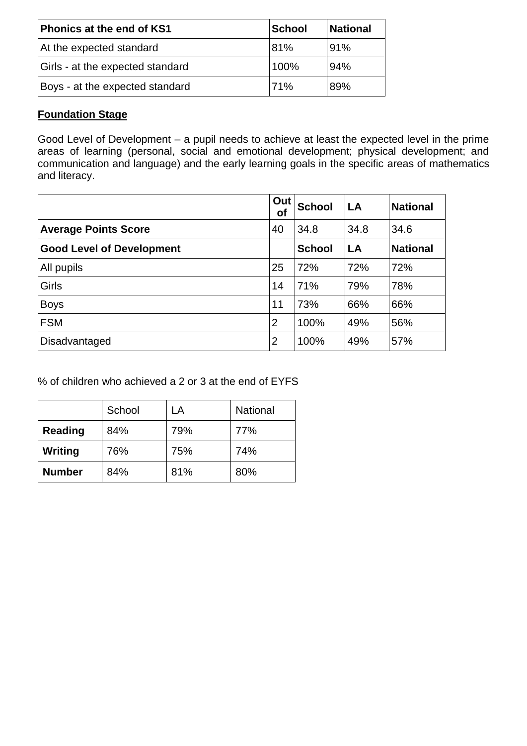| Phonics at the end of KS1 | School | National |
|---|---|---|
| At the expected standard | 81% | 91% |
| Girls - at the expected standard | 100% | 94% |
| Boys - at the expected standard | 71% | 89% |

## Foundation Stage

Good Level of Development – a pupil needs to achieve at least the expected level in the prime areas of learning (personal, social and emotional development; physical development; and communication and language) and the early learning goals in the specific areas of mathematics and literacy.

| | Out of | School | LA | National |
|---|---|---|---|---|
| **Average Points Score** | 40 | 34.8 | 34.8 | 34.6 |
| **Good Level of Development** | | **School** | **LA** | **National** |
| All pupils | 25 | 72% | 72% | 72% |
| Girls | 14 | 71% | 79% | 78% |
| Boys | 11 | 73% | 66% | 66% |
| FSM | 2 | 100% | 49% | 56% |
| Disadvantaged | 2 | 100% | 49% | 57% |

% of children who achieved a 2 or 3 at the end of EYFS

| | School | LA | National |
|---|---|---|---|
| **Reading** | 84% | 79% | 77% |
| **Writing** | 76% | 75% | 74% |
| **Number** | 84% | 81% | 80% |